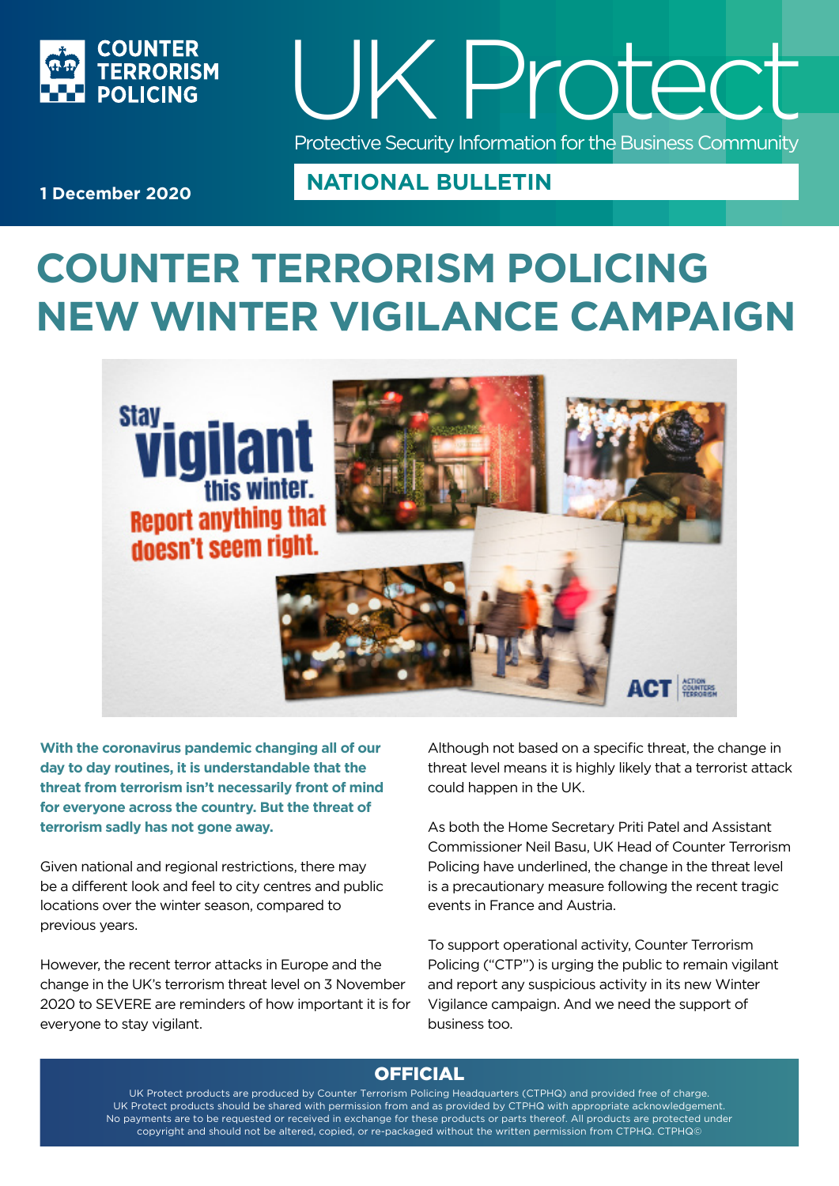COUNTER TERRORISM POLICING

# UK Protect

Protective Security Information for the Business Community

**1 December 2020**

**NATIONAL BULLETIN**

# COUNTER TERRORISM POLICING NEW WINTER VIGILANCE CAMPAIGN

**With the coronavirus pandemic changing all of our day to day routines, it is understandable that the threat from terrorism isn't necessarily front of mind for everyone across the country. But the threat of terrorism sadly has not gone away.**

Given national and regional restrictions, there may be a different look and feel to city centres and public locations over the winter season, compared to previous years.

However, the recent terror attacks in Europe and the change in the UK's terrorism threat level on 3 November 2020 to SEVERE are reminders of how important it is for everyone to stay vigilant.

Although not based on a specific threat, the change in threat level means it is highly likely that a terrorist attack could happen in the UK.

As both the Home Secretary Priti Patel and Assistant Commissioner Neil Basu, UK Head of Counter Terrorism Policing have underlined, the change in the threat level is a precautionary measure following the recent tragic events in France and Austria.

To support operational activity, Counter Terrorism Policing ("CTP") is urging the public to remain vigilant and report any suspicious activity in its new Winter Vigilance campaign. And we need the support of business too.

**OFFICIAL**

UK Protect products are produced by Counter Terrorism Policing Headquarters (CTPHQ) and provided free of charge. UK Protect products should be shared with permission from and as provided by CTPHQ with appropriate acknowledgement. No payments are to be requested or received in exchange for these products or parts thereof. All products are protected under copyright and should not be altered, copied, or re-packaged without the written permission from CTPHQ. CTPHQ©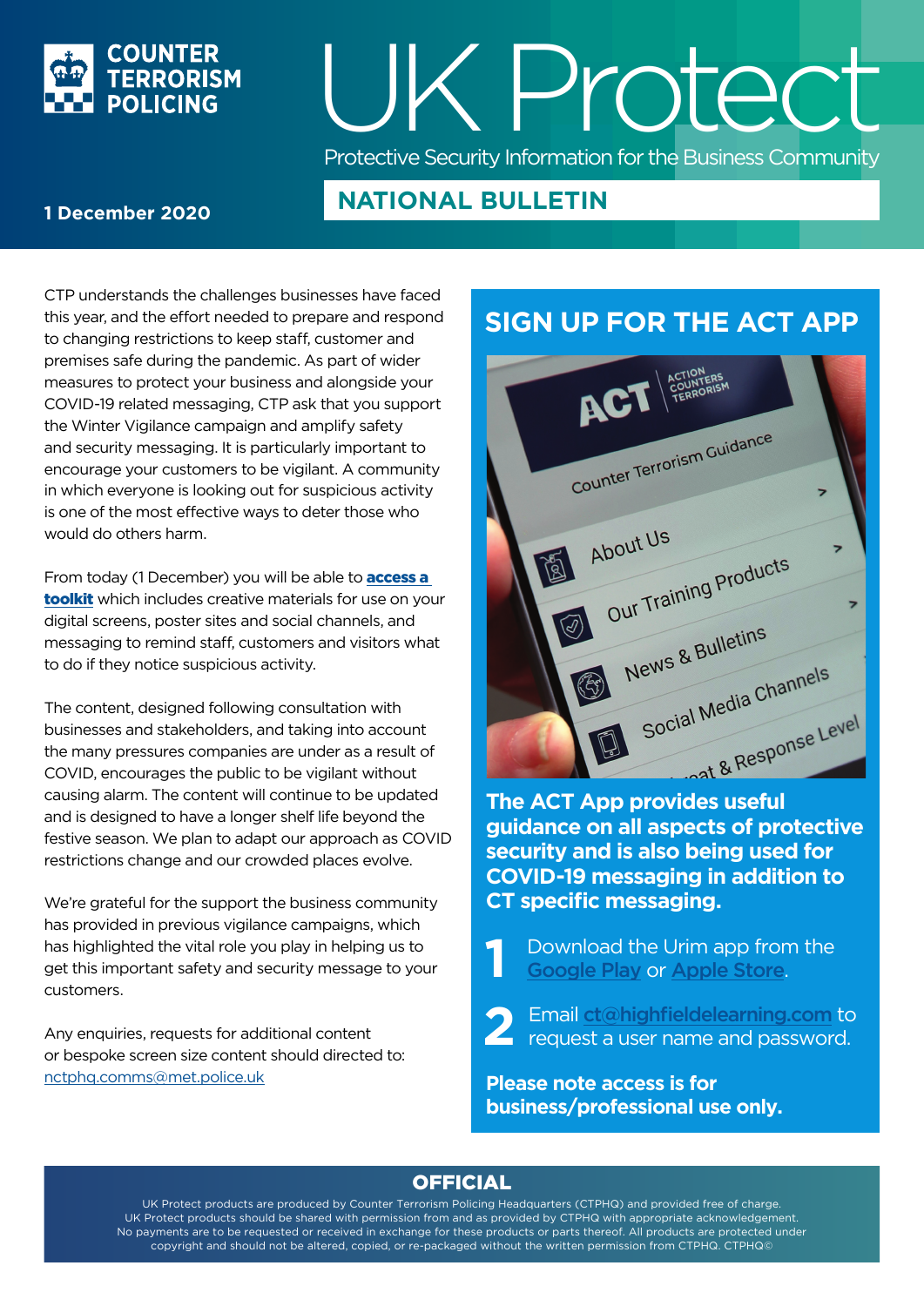COUNTER TERRORISM POLICING

# UK Protect

Protective Security Information for the Business Community

**1 December 2020**

## NATIONAL BULLETIN

CTP understands the challenges businesses have faced this year, and the effort needed to prepare and respond to changing restrictions to keep staff, customer and premises safe during the pandemic. As part of wider measures to protect your business and alongside your COVID-19 related messaging, CTP ask that you support the Winter Vigilance campaign and amplify safety and security messaging. It is particularly important to encourage your customers to be vigilant. A community in which everyone is looking out for suspicious activity is one of the most effective ways to deter those who would do others harm.

From today (1 December) you will be able to **access a toolkit** which includes creative materials for use on your digital screens, poster sites and social channels, and messaging to remind staff, customers and visitors what to do if they notice suspicious activity.

The content, designed following consultation with businesses and stakeholders, and taking into account the many pressures companies are under as a result of COVID, encourages the public to be vigilant without causing alarm. The content will continue to be updated and is designed to have a longer shelf life beyond the festive season. We plan to adapt our approach as COVID restrictions change and our crowded places evolve.

We're grateful for the support the business community has provided in previous vigilance campaigns, which has highlighted the vital role you play in helping us to get this important safety and security message to your customers.

Any enquiries, requests for additional content or bespoke screen size content should directed to: nctphq.comms@met.police.uk

## SIGN UP FOR THE ACT APP

**The ACT App provides useful guidance on all aspects of protective security and is also being used for COVID-19 messaging in addition to CT specific messaging.**

1. Download the Urim app from the Google Play or Apple Store.
2. Email ct@highfieldelearning.com to request a user name and password.

**Please note access is for business/professional use only.**

**OFFICIAL**

UK Protect products are produced by Counter Terrorism Policing Headquarters (CTPHQ) and provided free of charge. UK Protect products should be shared with permission from and as provided by CTPHQ with appropriate acknowledgement. No payments are to be requested or received in exchange for these products or parts thereof. All products are protected under copyright and should not be altered, copied, or re-packaged without the written permission from CTPHQ. CTPHQ©